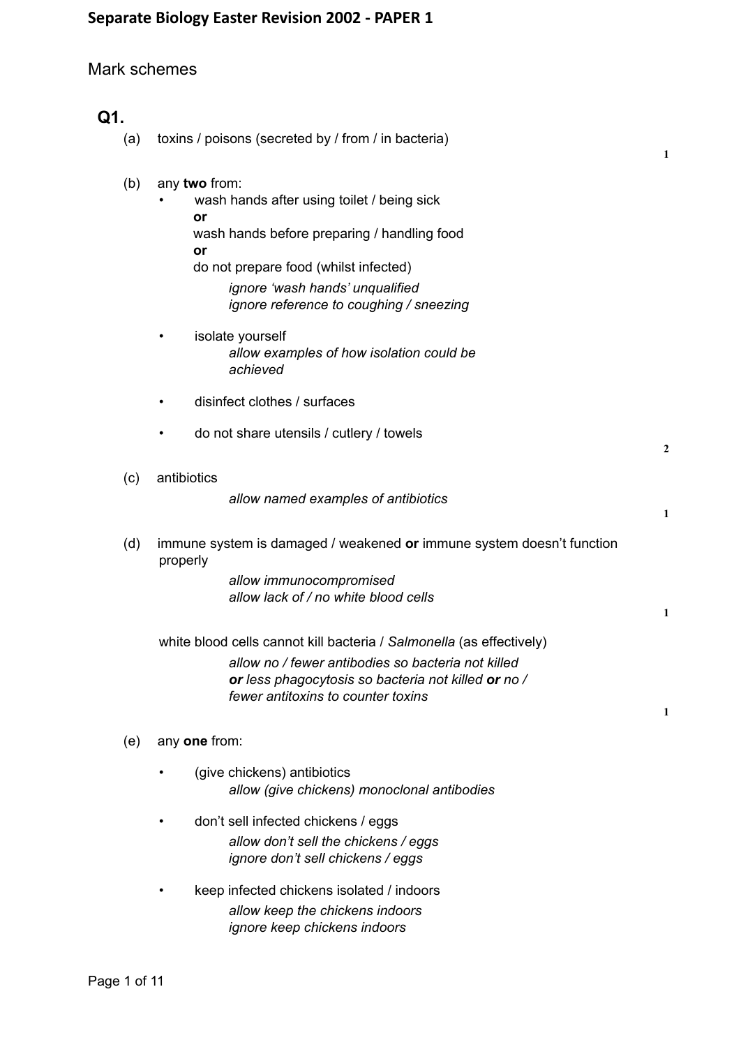# Separate Biology Easter Revision 2002 - PAPER 1

## Mark schemes

### Q1.

(a) toxins / poisons (secreted by / from / in bacteria)

**1**

(b) any **two** from:

- wash hands after using toilet / being sick
  **or**
  wash hands before preparing / handling food
  **or**
  do not prepare food (whilst infected)
  *ignore 'wash hands' unqualified*
  *ignore reference to coughing / sneezing*
- isolate yourself
  *allow examples of how isolation could be achieved*
- disinfect clothes / surfaces
- do not share utensils / cutlery / towels

**2**

(c) antibiotics
*allow named examples of antibiotics*

**1**

(d) immune system is damaged / weakened **or** immune system doesn't function properly
*allow immunocompromised*
*allow lack of / no white blood cells*

**1**

white blood cells cannot kill bacteria / *Salmonella* (as effectively)
*allow no / fewer antibodies so bacteria not killed **or** less phagocytosis so bacteria not killed **or** no / fewer antitoxins to counter toxins*

**1**

(e) any **one** from:

- (give chickens) antibiotics
  *allow (give chickens) monoclonal antibodies*
- don't sell infected chickens / eggs
  *allow don't sell the chickens / eggs*
  *ignore don't sell chickens / eggs*
- keep infected chickens isolated / indoors
  *allow keep the chickens indoors*
  *ignore keep chickens indoors*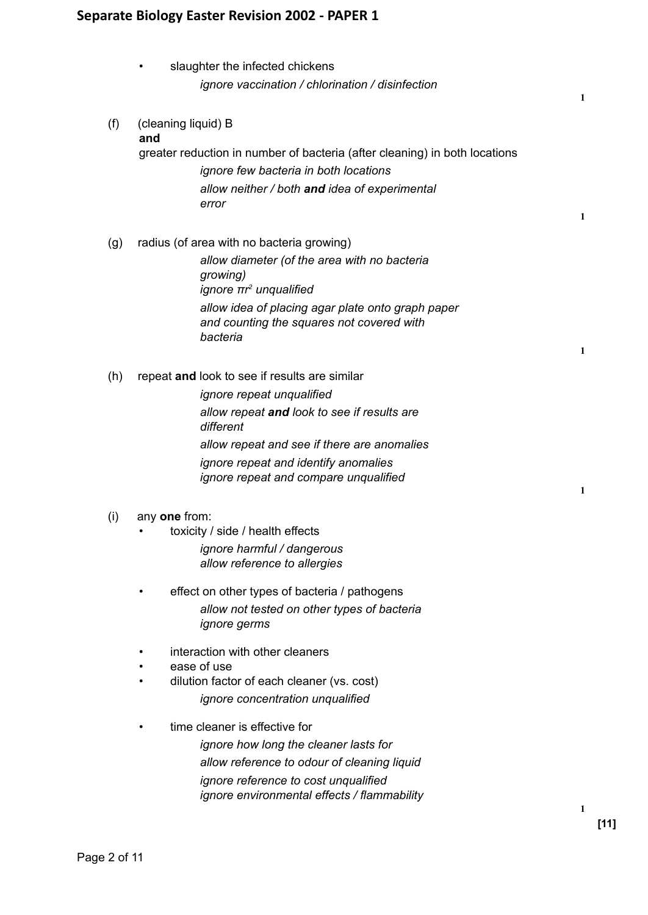- slaughter the infected chickens

  *ignore vaccination / chlorination / disinfection*

1

(f) (cleaning liquid) B
**and**
greater reduction in number of bacteria (after cleaning) in both locations

*ignore few bacteria in both locations*

*allow neither / both **and** idea of experimental error*

1

(g) radius (of area with no bacteria growing)

*allow diameter (of the area with no bacteria growing)*
*ignore $\pi r^2$ unqualified*

*allow idea of placing agar plate onto graph paper and counting the squares not covered with bacteria*

1

(h) repeat **and** look to see if results are similar

*ignore repeat unqualified*

*allow repeat **and** look to see if results are different*

*allow repeat and see if there are anomalies*

*ignore repeat and identify anomalies*
*ignore repeat and compare unqualified*

1

(i) any **one** from:

- toxicity / side / health effects

  *ignore harmful / dangerous*
  *allow reference to allergies*

- effect on other types of bacteria / pathogens

  *allow not tested on other types of bacteria*
  *ignore germs*

- interaction with other cleaners
- ease of use
- dilution factor of each cleaner (vs. cost)

  *ignore concentration unqualified*

- time cleaner is effective for

  *ignore how long the cleaner lasts for*

  *allow reference to odour of cleaning liquid*

  *ignore reference to cost unqualified*
  *ignore environmental effects / flammability*

1

**[11]**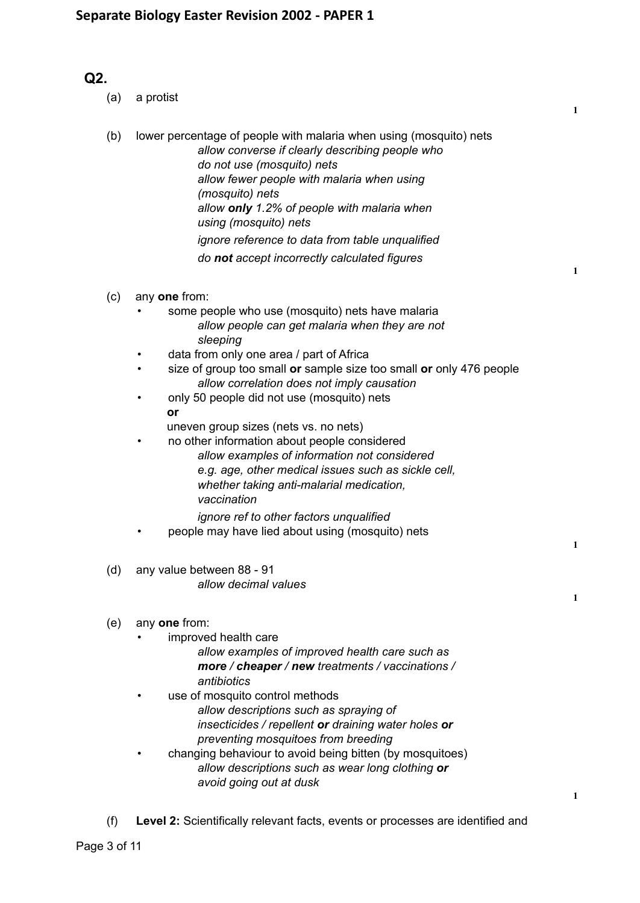## Q2.

(a) a protist

**1**

(b) lower percentage of people with malaria when using (mosquito) nets

*allow converse if clearly describing people who do not use (mosquito) nets*

*allow fewer people with malaria when using (mosquito) nets*

*allow **only** 1.2% of people with malaria when using (mosquito) nets*

*ignore reference to data from table unqualified*

*do **not** accept incorrectly calculated figures*

**1**

(c) any **one** from:

- some people who use (mosquito) nets have malaria
  *allow people can get malaria when they are not sleeping*
- data from only one area / part of Africa
- size of group too small **or** sample size too small **or** only 476 people
  *allow correlation does not imply causation*
- only 50 people did not use (mosquito) nets
  **or**
  uneven group sizes (nets vs. no nets)
- no other information about people considered
  *allow examples of information not considered e.g. age, other medical issues such as sickle cell, whether taking anti-malarial medication, vaccination*
  *ignore ref to other factors unqualified*
- people may have lied about using (mosquito) nets

**1**

(d) any value between 88 - 91

*allow decimal values*

**1**

(e) any **one** from:

- improved health care
  *allow examples of improved health care such as **more** / **cheaper** / **new** treatments / vaccinations / antibiotics*
- use of mosquito control methods
  *allow descriptions such as spraying of insecticides / repellent **or** draining water holes **or** preventing mosquitoes from breeding*
- changing behaviour to avoid being bitten (by mosquitoes)
  *allow descriptions such as wear long clothing **or** avoid going out at dusk*

**1**

(f) **Level 2:** Scientifically relevant facts, events or processes are identified and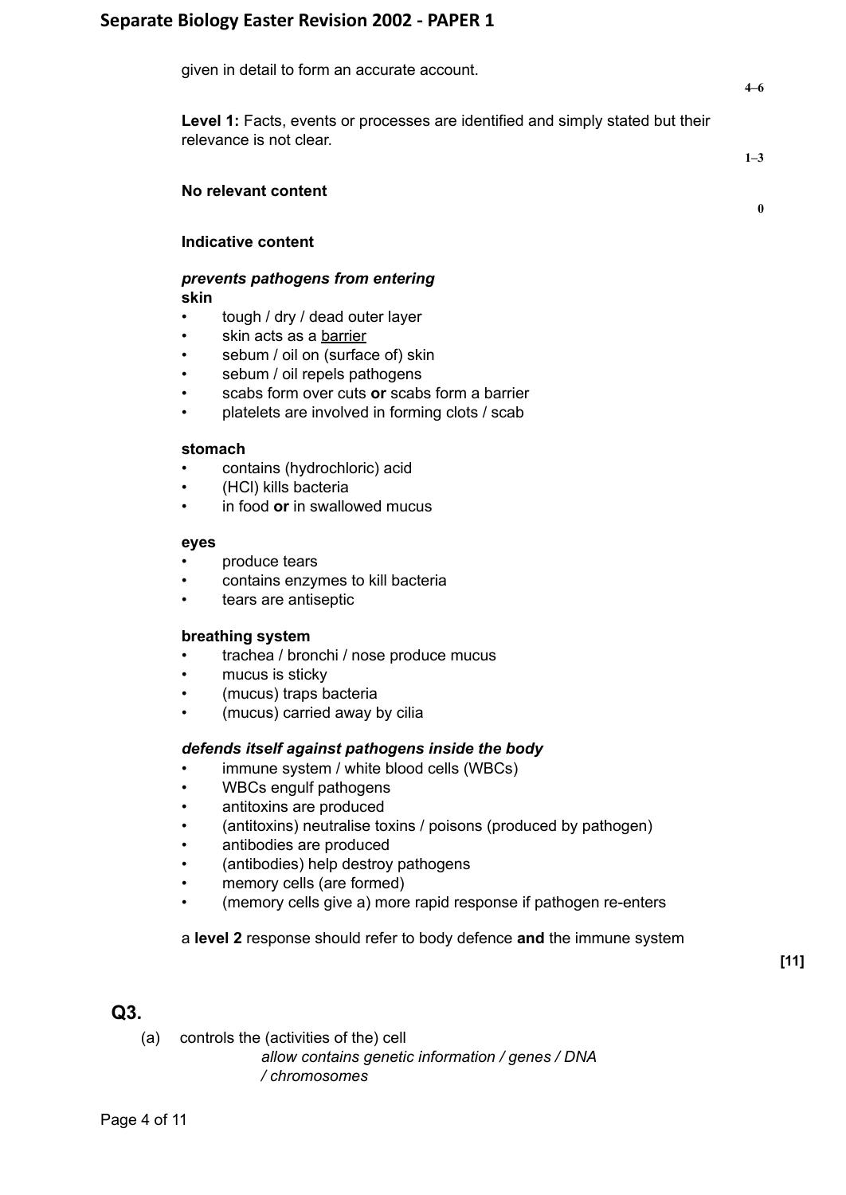given in detail to form an accurate account.

4–6

**Level 1:** Facts, events or processes are identified and simply stated but their relevance is not clear.

1–3

**No relevant content**

0

**Indicative content**

***prevents pathogens from entering***
**skin**

- tough / dry / dead outer layer
- skin acts as a barrier
- sebum / oil on (surface of) skin
- sebum / oil repels pathogens
- scabs form over cuts **or** scabs form a barrier
- platelets are involved in forming clots / scab

**stomach**

- contains (hydrochloric) acid
- (HCl) kills bacteria
- in food **or** in swallowed mucus

**eyes**

- produce tears
- contains enzymes to kill bacteria
- tears are antiseptic

**breathing system**

- trachea / bronchi / nose produce mucus
- mucus is sticky
- (mucus) traps bacteria
- (mucus) carried away by cilia

***defends itself against pathogens inside the body***

- immune system / white blood cells (WBCs)
- WBCs engulf pathogens
- antitoxins are produced
- (antitoxins) neutralise toxins / poisons (produced by pathogen)
- antibodies are produced
- (antibodies) help destroy pathogens
- memory cells (are formed)
- (memory cells give a) more rapid response if pathogen re-enters

a **level 2** response should refer to body defence **and** the immune system

**[11]**

## Q3.

(a) controls the (activities of the) cell

*allow contains genetic information / genes / DNA / chromosomes*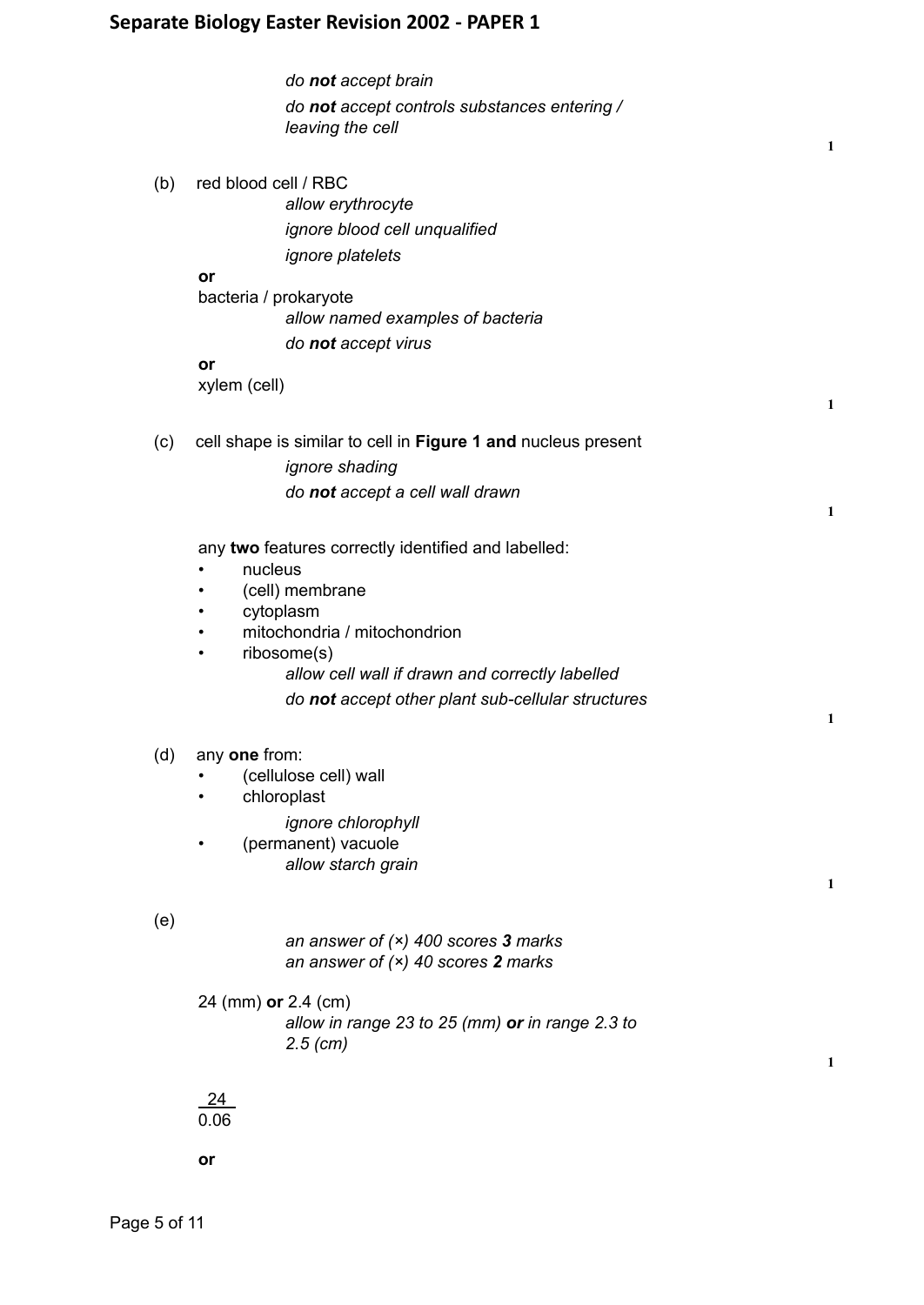*do **not** accept brain*

*do **not** accept controls substances entering / leaving the cell*

1

(b) red blood cell / RBC

*allow erythrocyte*

*ignore blood cell unqualified*

*ignore platelets*

**or**

bacteria / prokaryote

*allow named examples of bacteria*

*do **not** accept virus*

**or**

xylem (cell)

1

(c) cell shape is similar to cell in **Figure 1 and** nucleus present

*ignore shading*

*do **not** accept a cell wall drawn*

1

any **two** features correctly identified and labelled:

- nucleus
- (cell) membrane
- cytoplasm
- mitochondria / mitochondrion
- ribosome(s)

*allow cell wall if drawn and correctly labelled*

*do **not** accept other plant sub-cellular structures*

1

(d) any **one** from:

- (cellulose cell) wall
- chloroplast

  *ignore chlorophyll*
- (permanent) vacuole

  *allow starch grain*

1

(e)

*an answer of (×) 400 scores **3** marks*
*an answer of (×) 40 scores **2** marks*

24 (mm) **or** 2.4 (cm)

*allow in range 23 to 25 (mm) **or** in range 2.3 to 2.5 (cm)*

1

$$\frac{24}{0.06}$$

**or**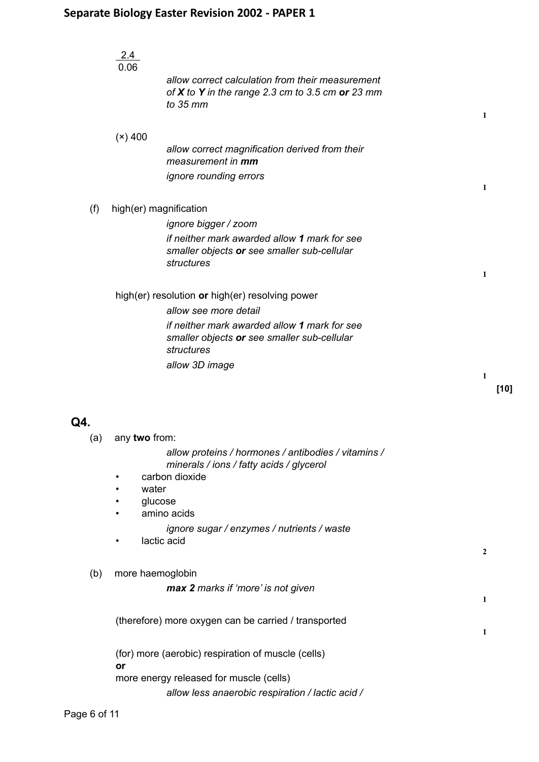$$\frac{2.4}{0.06}$$

*allow correct calculation from their measurement of **X** to **Y** in the range 2.3 cm to 3.5 cm **or** 23 mm to 35 mm*

1

(×) 400

*allow correct magnification derived from their measurement in **mm***

*ignore rounding errors*

1

(f) high(er) magnification

*ignore bigger / zoom*

*if neither mark awarded allow **1** mark for see smaller objects **or** see smaller sub-cellular structures*

1

high(er) resolution **or** high(er) resolving power

*allow see more detail*

*if neither mark awarded allow **1** mark for see smaller objects **or** see smaller sub-cellular structures*

*allow 3D image*

1

**[10]**

## Q4.

(a) any **two** from:

*allow proteins / hormones / antibodies / vitamins / minerals / ions / fatty acids / glycerol*

- carbon dioxide
- water
- glucose
- amino acids

  *ignore sugar / enzymes / nutrients / waste*

- lactic acid

2

(b) more haemoglobin

***max 2** marks if 'more' is not given*

1

(therefore) more oxygen can be carried / transported

1

(for) more (aerobic) respiration of muscle (cells)

**or**

more energy released for muscle (cells)

*allow less anaerobic respiration / lactic acid /*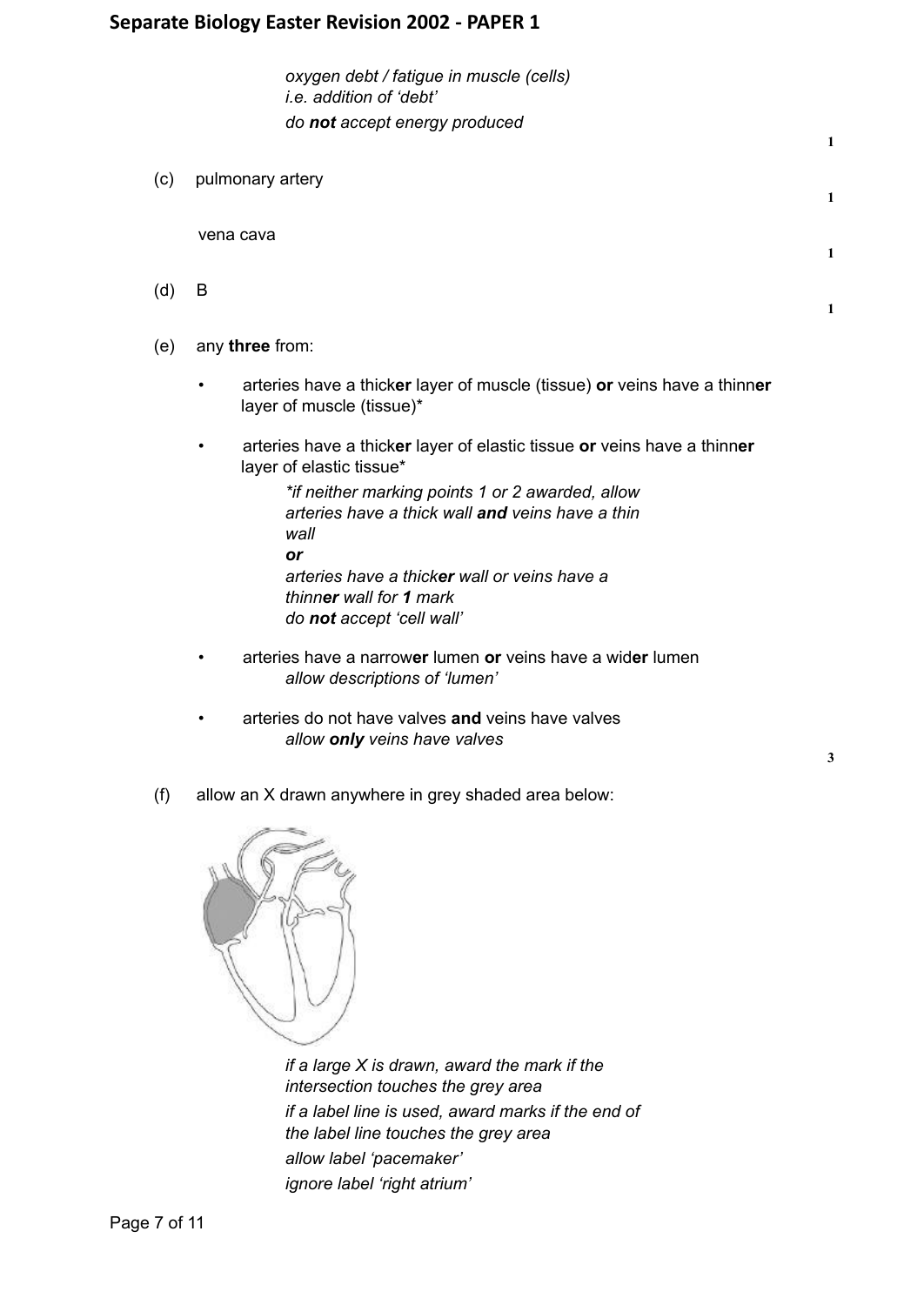*oxygen debt / fatigue in muscle (cells)*
*i.e. addition of 'debt'*
*do **not** accept energy produced*

1

(c) pulmonary artery

1

vena cava

1

(d) B

1

(e) any **three** from:

- arteries have a thick**er** layer of muscle (tissue) **or** veins have a thinn**er** layer of muscle (tissue)*
- arteries have a thick**er** layer of elastic tissue **or** veins have a thinn**er** layer of elastic tissue*

  *\*if neither marking points 1 or 2 awarded, allow arteries have a thick wall **and** veins have a thin wall*
  ***or***
  *arteries have a thick**er** wall or veins have a thinn**er** wall for **1** mark*
  *do **not** accept 'cell wall'*

- arteries have a narrow**er** lumen **or** veins have a wid**er** lumen
  *allow descriptions of 'lumen'*
- arteries do not have valves **and** veins have valves
  *allow **only** veins have valves*

3

(f) allow an X drawn anywhere in grey shaded area below:

*if a large X is drawn, award the mark if the intersection touches the grey area*
*if a label line is used, award marks if the end of the label line touches the grey area*
*allow label 'pacemaker'*
*ignore label 'right atrium'*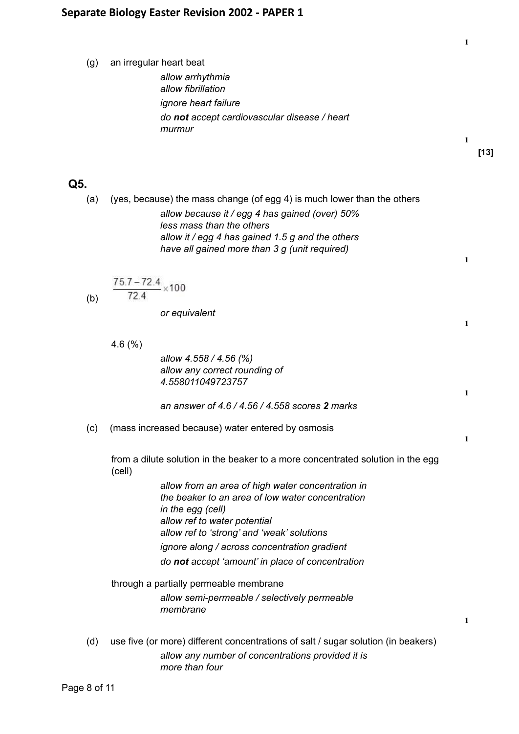1

(g) an irregular heart beat

*allow arrhythmia*
*allow fibrillation*
*ignore heart failure*
*do **not** accept cardiovascular disease / heart murmur*

1

**[13]**

## Q5.

(a) (yes, because) the mass change (of egg 4) is much lower than the others

*allow because it / egg 4 has gained (over) 50% less mass than the others*
*allow it / egg 4 has gained 1.5 g and the others have all gained more than 3 g (unit required)*

1

(b) $\frac{75.7 - 72.4}{72.4} \times 100$

*or equivalent*

1

4.6 (%)

*allow 4.558 / 4.56 (%)*
*allow any correct rounding of 4.558011049723757*

1

*an answer of 4.6 / 4.56 / 4.558 scores **2** marks*

(c) (mass increased because) water entered by osmosis

1

from a dilute solution in the beaker to a more concentrated solution in the egg (cell)

*allow from an area of high water concentration in the beaker to an area of low water concentration in the egg (cell)*
*allow ref to water potential*
*allow ref to 'strong' and 'weak' solutions*
*ignore along / across concentration gradient*
*do **not** accept 'amount' in place of concentration*

through a partially permeable membrane

*allow semi-permeable / selectively permeable membrane*

1

(d) use five (or more) different concentrations of salt / sugar solution (in beakers)

*allow any number of concentrations provided it is more than four*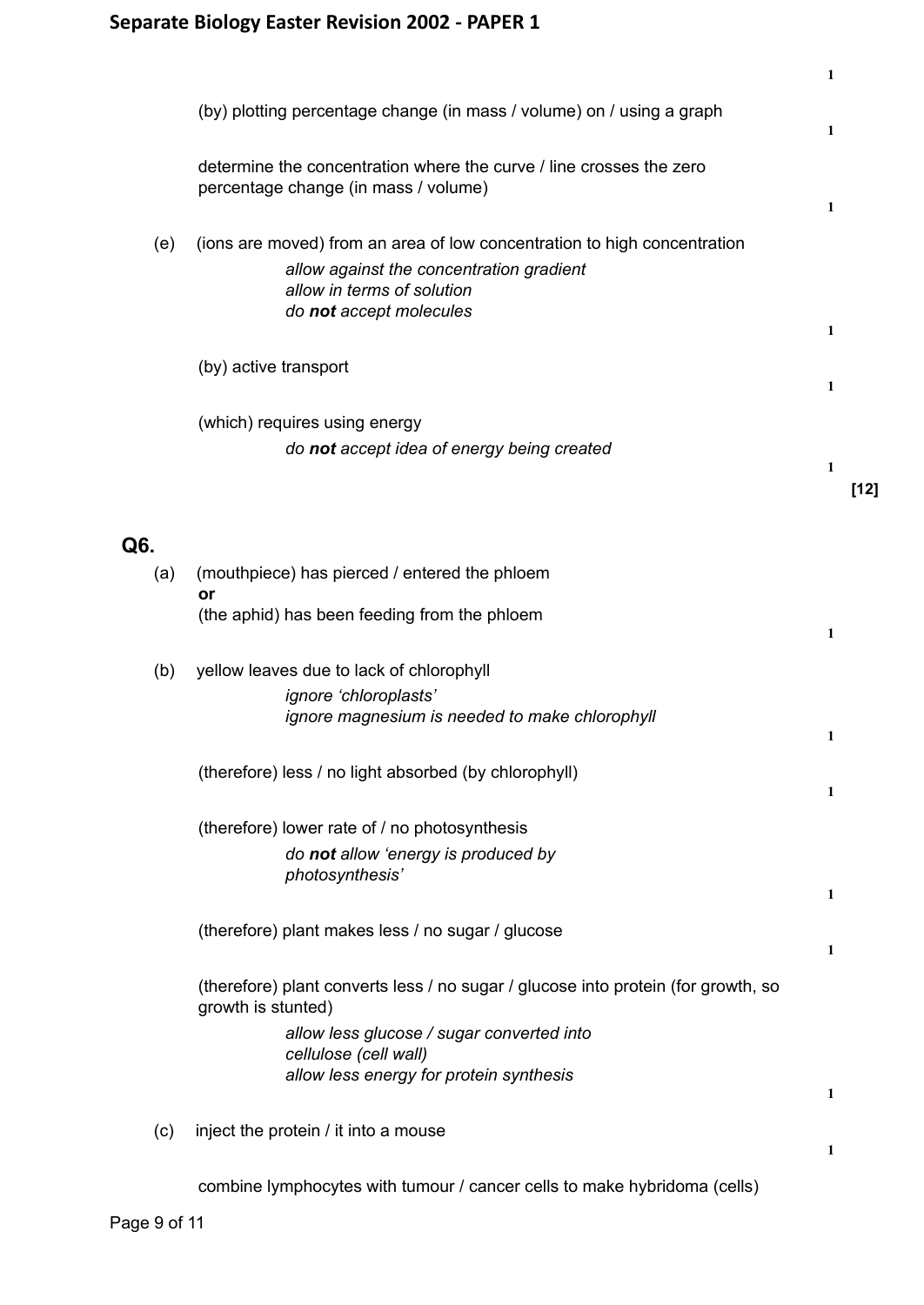1

(by) plotting percentage change (in mass / volume) on / using a graph

1

determine the concentration where the curve / line crosses the zero percentage change (in mass / volume)

1

(e) (ions are moved) from an area of low concentration to high concentration

*allow against the concentration gradient*
*allow in terms of solution*
*do **not** accept molecules*

1

(by) active transport

1

(which) requires using energy

*do **not** accept idea of energy being created*

1

**[12]**

## Q6.

(a) (mouthpiece) has pierced / entered the phloem
**or**
(the aphid) has been feeding from the phloem

1

(b) yellow leaves due to lack of chlorophyll

*ignore 'chloroplasts'*
*ignore magnesium is needed to make chlorophyll*

1

(therefore) less / no light absorbed (by chlorophyll)

1

(therefore) lower rate of / no photosynthesis

*do **not** allow 'energy is produced by photosynthesis'*

1

(therefore) plant makes less / no sugar / glucose

1

(therefore) plant converts less / no sugar / glucose into protein (for growth, so growth is stunted)

*allow less glucose / sugar converted into cellulose (cell wall)*
*allow less energy for protein synthesis*

1

(c) inject the protein / it into a mouse

1

combine lymphocytes with tumour / cancer cells to make hybridoma (cells)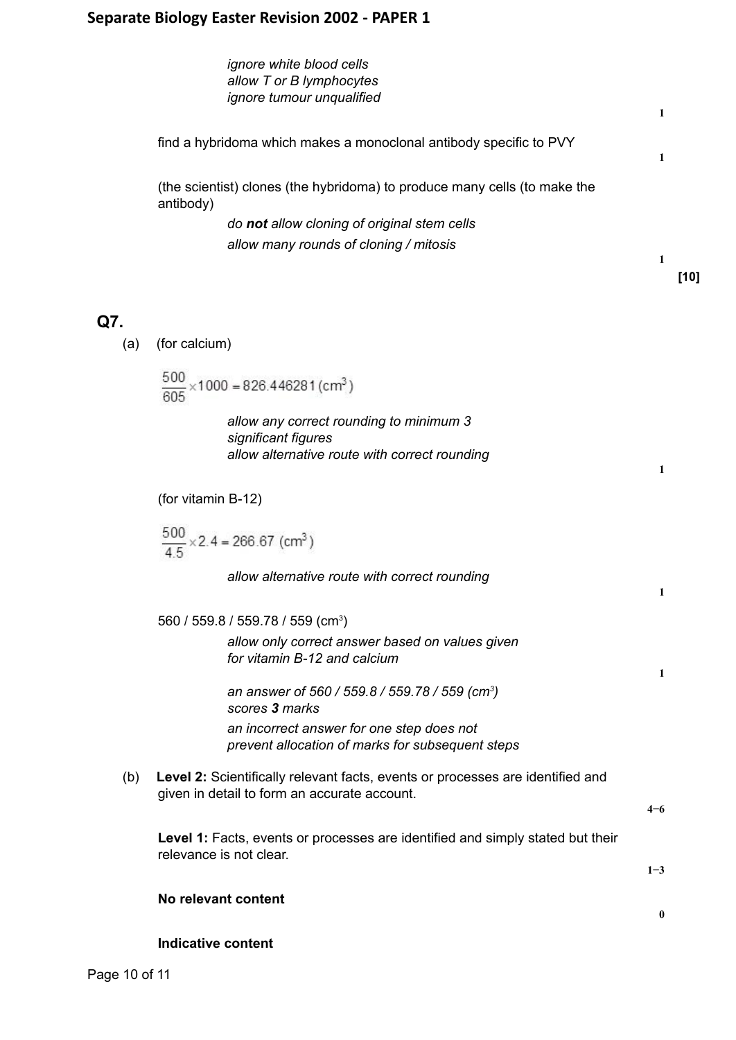*ignore white blood cells*
*allow T or B lymphocytes*
*ignore tumour unqualified*

1

find a hybridoma which makes a monoclonal antibody specific to PVY

1

(the scientist) clones (the hybridoma) to produce many cells (to make the antibody)

*do **not** allow cloning of original stem cells*
*allow many rounds of cloning / mitosis*

1

**[10]**

## Q7.

(a) (for calcium)

$$\frac{500}{605} \times 1000 = 826.446281\,(\text{cm}^3)$$

*allow any correct rounding to minimum 3 significant figures*
*allow alternative route with correct rounding*

1

(for vitamin B-12)

$$\frac{500}{4.5} \times 2.4 = 266.67\ (\text{cm}^3)$$

*allow alternative route with correct rounding*

1

560 / 559.8 / 559.78 / 559 ($\text{cm}^3$)

*allow only correct answer based on values given for vitamin B-12 and calcium*

1

*an answer of 560 / 559.8 / 559.78 / 559 ($cm^3$) scores **3** marks*

*an incorrect answer for one step does not prevent allocation of marks for subsequent steps*

(b) **Level 2:** Scientifically relevant facts, events or processes are identified and given in detail to form an accurate account.

4−6

**Level 1:** Facts, events or processes are identified and simply stated but their relevance is not clear.

1−3

**No relevant content**

0

**Indicative content**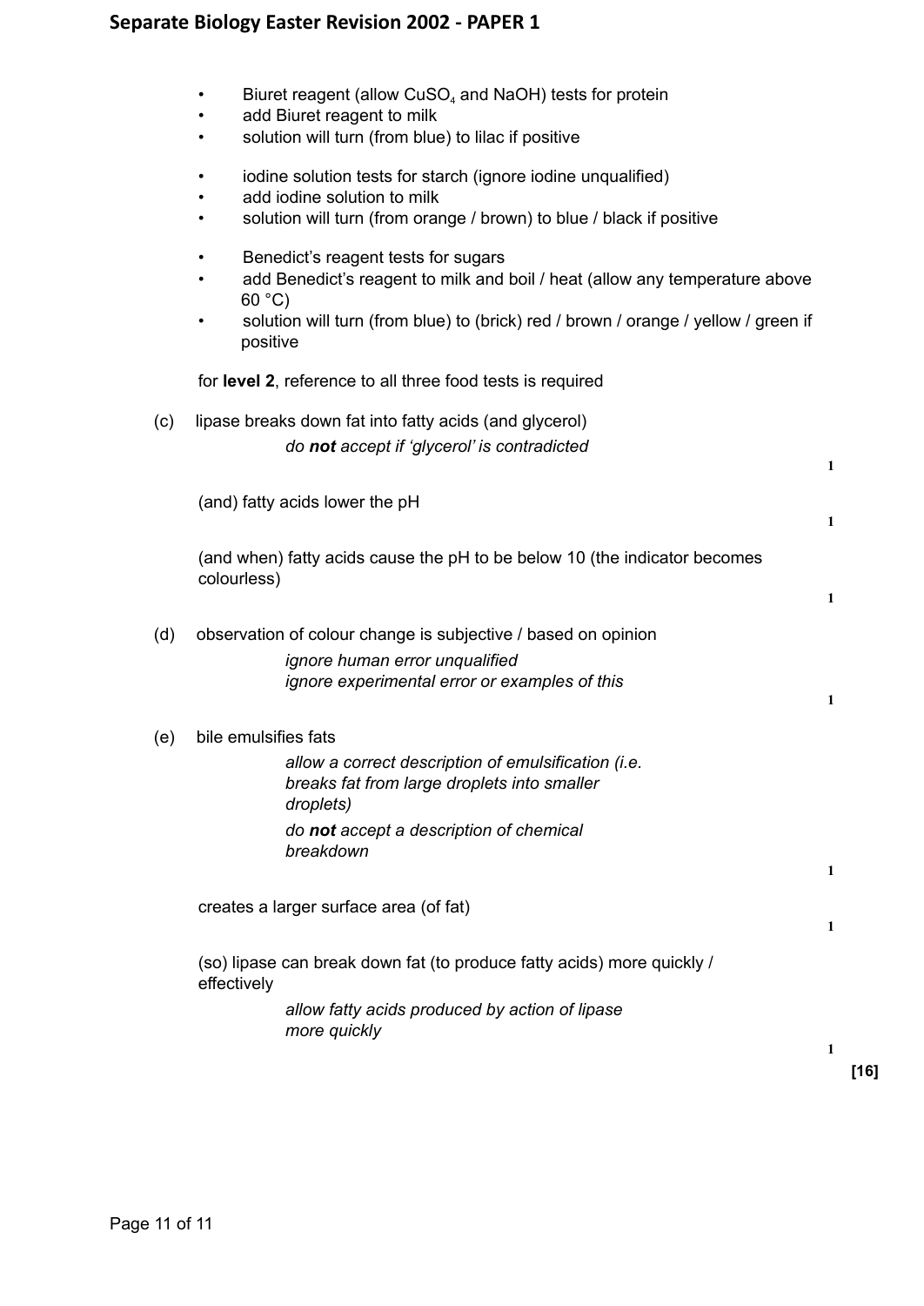- Biuret reagent (allow $CuSO_4$ and NaOH) tests for protein
- add Biuret reagent to milk
- solution will turn (from blue) to lilac if positive

- iodine solution tests for starch (ignore iodine unqualified)
- add iodine solution to milk
- solution will turn (from orange / brown) to blue / black if positive

- Benedict's reagent tests for sugars
- add Benedict's reagent to milk and boil / heat (allow any temperature above 60 °C)
- solution will turn (from blue) to (brick) red / brown / orange / yellow / green if positive

for **level 2**, reference to all three food tests is required

(c) lipase breaks down fat into fatty acids (and glycerol)

*do **not** accept if 'glycerol' is contradicted*

**1**

(and) fatty acids lower the pH

**1**

(and when) fatty acids cause the pH to be below 10 (the indicator becomes colourless)

**1**

(d) observation of colour change is subjective / based on opinion

*ignore human error unqualified*
*ignore experimental error or examples of this*

**1**

(e) bile emulsifies fats

*allow a correct description of emulsification (i.e. breaks fat from large droplets into smaller droplets)*

*do **not** accept a description of chemical breakdown*

**1**

creates a larger surface area (of fat)

**1**

(so) lipase can break down fat (to produce fatty acids) more quickly / effectively

*allow fatty acids produced by action of lipase more quickly*

**1**

**[16]**